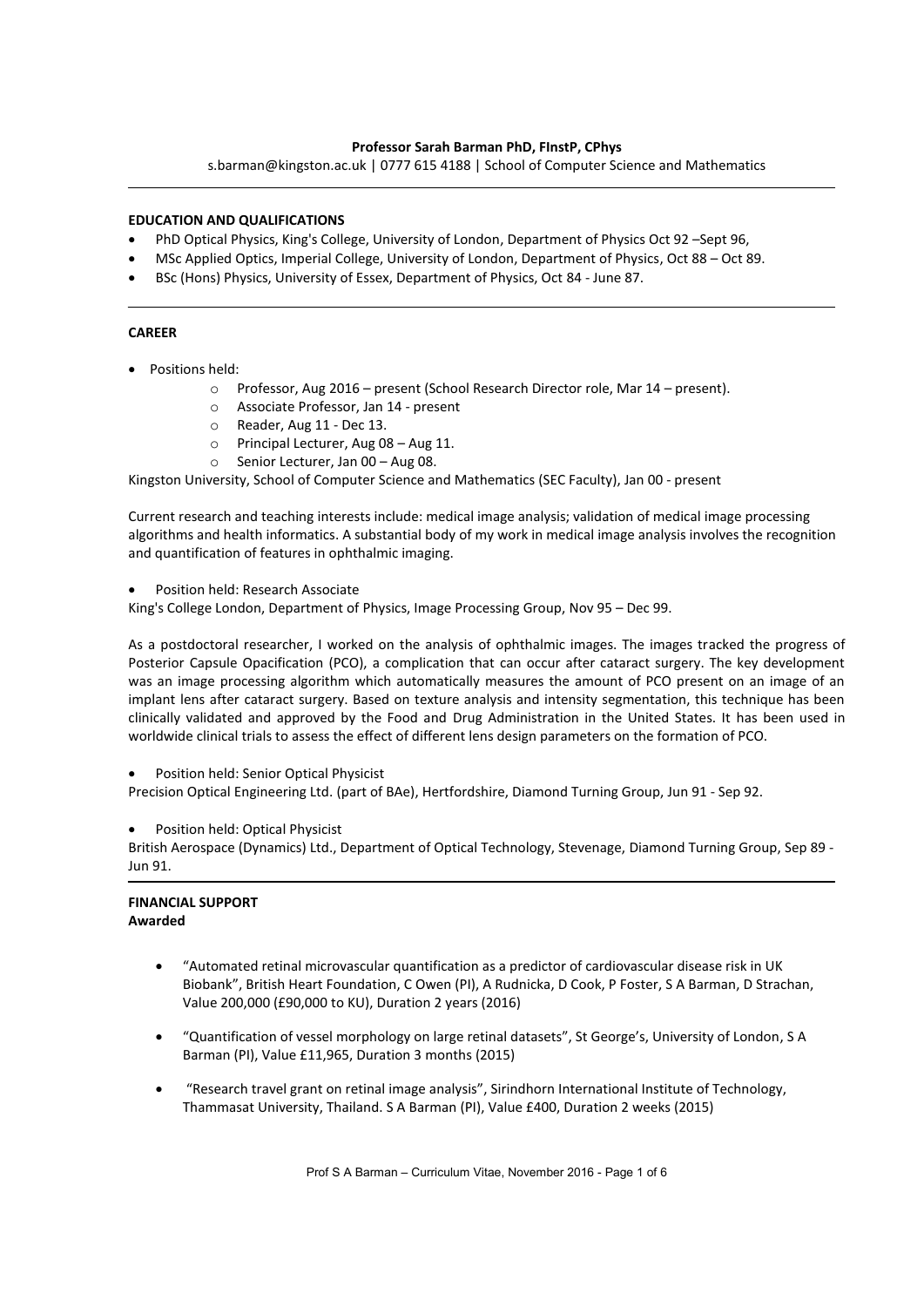**Professor Sarah Barman PhD, FInstP, CPhys**

s.barman@kingston.ac.uk | 0777 615 4188 | School of Computer Science and Mathematics

---

## EDUCATION AND QUALIFICATIONS

- PhD Optical Physics, King's College, University of London, Department of Physics Oct 92 –Sept 96,
- MSc Applied Optics, Imperial College, University of London, Department of Physics, Oct 88 – Oct 89.
- BSc (Hons) Physics, University of Essex, Department of Physics, Oct 84 - June 87.

---

## CAREER

- Positions held:
  - Professor, Aug 2016 – present (School Research Director role, Mar 14 – present).
  - Associate Professor, Jan 14 - present
  - Reader, Aug 11 - Dec 13.
  - Principal Lecturer, Aug 08 – Aug 11.
  - Senior Lecturer, Jan 00 – Aug 08.

Kingston University, School of Computer Science and Mathematics (SEC Faculty), Jan 00 - present

Current research and teaching interests include: medical image analysis; validation of medical image processing algorithms and health informatics. A substantial body of my work in medical image analysis involves the recognition and quantification of features in ophthalmic imaging.

- Position held: Research Associate

King's College London, Department of Physics, Image Processing Group, Nov 95 – Dec 99.

As a postdoctoral researcher, I worked on the analysis of ophthalmic images. The images tracked the progress of Posterior Capsule Opacification (PCO), a complication that can occur after cataract surgery. The key development was an image processing algorithm which automatically measures the amount of PCO present on an image of an implant lens after cataract surgery. Based on texture analysis and intensity segmentation, this technique has been clinically validated and approved by the Food and Drug Administration in the United States. It has been used in worldwide clinical trials to assess the effect of different lens design parameters on the formation of PCO.

- Position held: Senior Optical Physicist

Precision Optical Engineering Ltd. (part of BAe), Hertfordshire, Diamond Turning Group, Jun 91 - Sep 92.

- Position held: Optical Physicist

British Aerospace (Dynamics) Ltd., Department of Optical Technology, Stevenage, Diamond Turning Group, Sep 89 - Jun 91.

---

## FINANCIAL SUPPORT

**Awarded**

- "Automated retinal microvascular quantification as a predictor of cardiovascular disease risk in UK Biobank", British Heart Foundation, C Owen (PI), A Rudnicka, D Cook, P Foster, S A Barman, D Strachan, Value 200,000 (£90,000 to KU), Duration 2 years (2016)
- "Quantification of vessel morphology on large retinal datasets", St George's, University of London, S A Barman (PI), Value £11,965, Duration 3 months (2015)
- "Research travel grant on retinal image analysis", Sirindhorn International Institute of Technology, Thammasat University, Thailand. S A Barman (PI), Value £400, Duration 2 weeks (2015)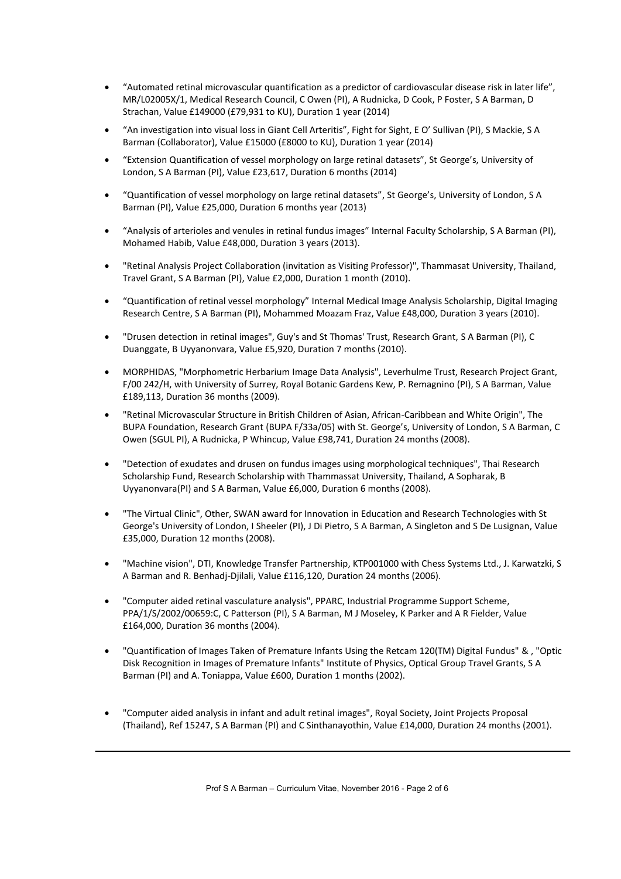- “Automated retinal microvascular quantification as a predictor of cardiovascular disease risk in later life”, MR/L02005X/1, Medical Research Council, C Owen (PI), A Rudnicka, D Cook, P Foster, S A Barman, D Strachan, Value £149000 (£79,931 to KU), Duration 1 year (2014)

- “An investigation into visual loss in Giant Cell Arteritis”, Fight for Sight, E O' Sullivan (PI), S Mackie, S A Barman (Collaborator), Value £15000 (£8000 to KU), Duration 1 year (2014)

- “Extension Quantification of vessel morphology on large retinal datasets”, St George's, University of London, S A Barman (PI), Value £23,617, Duration 6 months (2014)

- “Quantification of vessel morphology on large retinal datasets”, St George's, University of London, S A Barman (PI), Value £25,000, Duration 6 months year (2013)

- “Analysis of arterioles and venules in retinal fundus images” Internal Faculty Scholarship, S A Barman (PI), Mohamed Habib, Value £48,000, Duration 3 years (2013).

- "Retinal Analysis Project Collaboration (invitation as Visiting Professor)", Thammasat University, Thailand, Travel Grant, S A Barman (PI), Value £2,000, Duration 1 month (2010).

- “Quantification of retinal vessel morphology” Internal Medical Image Analysis Scholarship, Digital Imaging Research Centre, S A Barman (PI), Mohammed Moazam Fraz, Value £48,000, Duration 3 years (2010).

- "Drusen detection in retinal images", Guy's and St Thomas' Trust, Research Grant, S A Barman (PI), C Duanggate, B Uyyanonvara, Value £5,920, Duration 7 months (2010).

- MORPHIDAS, "Morphometric Herbarium Image Data Analysis", Leverhulme Trust, Research Project Grant, F/00 242/H, with University of Surrey, Royal Botanic Gardens Kew, P. Remagnino (PI), S A Barman, Value £189,113, Duration 36 months (2009).

- "Retinal Microvascular Structure in British Children of Asian, African-Caribbean and White Origin", The BUPA Foundation, Research Grant (BUPA F/33a/05) with St. George's, University of London, S A Barman, C Owen (SGUL PI), A Rudnicka, P Whincup, Value £98,741, Duration 24 months (2008).

- "Detection of exudates and drusen on fundus images using morphological techniques", Thai Research Scholarship Fund, Research Scholarship with Thammassat University, Thailand, A Sopharak, B Uyyanonvara(PI) and S A Barman, Value £6,000, Duration 6 months (2008).

- "The Virtual Clinic", Other, SWAN award for Innovation in Education and Research Technologies with St George's University of London, I Sheeler (PI), J Di Pietro, S A Barman, A Singleton and S De Lusignan, Value £35,000, Duration 12 months (2008).

- "Machine vision", DTI, Knowledge Transfer Partnership, KTP001000 with Chess Systems Ltd., J. Karwatzki, S A Barman and R. Benhadj-Djilali, Value £116,120, Duration 24 months (2006).

- "Computer aided retinal vasculature analysis", PPARC, Industrial Programme Support Scheme, PPA/1/S/2002/00659:C, C Patterson (PI), S A Barman, M J Moseley, K Parker and A R Fielder, Value £164,000, Duration 36 months (2004).

- "Quantification of Images Taken of Premature Infants Using the Retcam 120(TM) Digital Fundus" & , "Optic Disk Recognition in Images of Premature Infants" Institute of Physics, Optical Group Travel Grants, S A Barman (PI) and A. Toniappa, Value £600, Duration 1 months (2002).

- "Computer aided analysis in infant and adult retinal images", Royal Society, Joint Projects Proposal (Thailand), Ref 15247, S A Barman (PI) and C Sinthanayothin, Value £14,000, Duration 24 months (2001).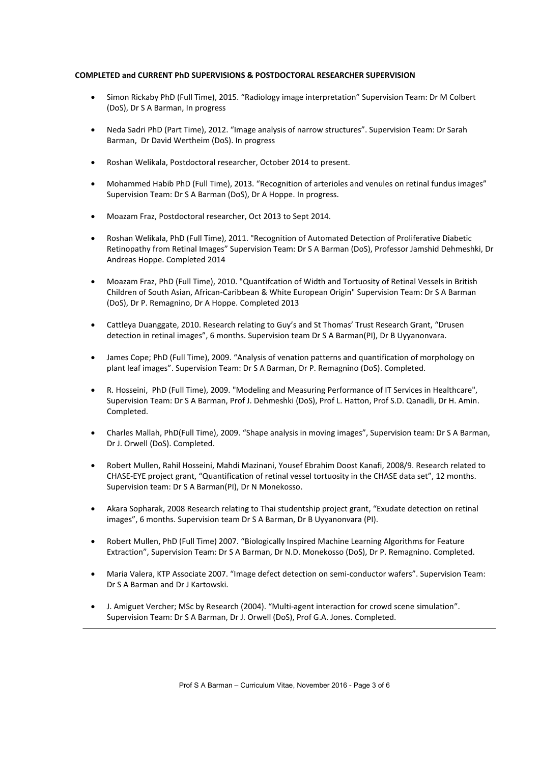**COMPLETED and CURRENT PhD SUPERVISIONS & POSTDOCTORAL RESEARCHER SUPERVISION**

- Simon Rickaby PhD (Full Time), 2015. "Radiology image interpretation" Supervision Team: Dr M Colbert (DoS), Dr S A Barman, In progress

- Neda Sadri PhD (Part Time), 2012. "Image analysis of narrow structures". Supervision Team: Dr Sarah Barman, Dr David Wertheim (DoS). In progress

- Roshan Welikala, Postdoctoral researcher, October 2014 to present.

- Mohammed Habib PhD (Full Time), 2013. "Recognition of arterioles and venules on retinal fundus images" Supervision Team: Dr S A Barman (DoS), Dr A Hoppe. In progress.

- Moazam Fraz, Postdoctoral researcher, Oct 2013 to Sept 2014.

- Roshan Welikala, PhD (Full Time), 2011. "Recognition of Automated Detection of Proliferative Diabetic Retinopathy from Retinal Images" Supervision Team: Dr S A Barman (DoS), Professor Jamshid Dehmeshki, Dr Andreas Hoppe. Completed 2014

- Moazam Fraz, PhD (Full Time), 2010. "Quantifcation of Width and Tortuosity of Retinal Vessels in British Children of South Asian, African-Caribbean & White European Origin" Supervision Team: Dr S A Barman (DoS), Dr P. Remagnino, Dr A Hoppe. Completed 2013

- Cattleya Duanggate, 2010. Research relating to Guy's and St Thomas' Trust Research Grant, "Drusen detection in retinal images", 6 months. Supervision team Dr S A Barman(PI), Dr B Uyyanonvara.

- James Cope; PhD (Full Time), 2009. "Analysis of venation patterns and quantification of morphology on plant leaf images". Supervision Team: Dr S A Barman, Dr P. Remagnino (DoS). Completed.

- R. Hosseini, PhD (Full Time), 2009. "Modeling and Measuring Performance of IT Services in Healthcare", Supervision Team: Dr S A Barman, Prof J. Dehmeshki (DoS), Prof L. Hatton, Prof S.D. Qanadli, Dr H. Amin. Completed.

- Charles Mallah, PhD(Full Time), 2009. "Shape analysis in moving images", Supervision team: Dr S A Barman, Dr J. Orwell (DoS). Completed.

- Robert Mullen, Rahil Hosseini, Mahdi Mazinani, Yousef Ebrahim Doost Kanafi, 2008/9. Research related to CHASE-EYE project grant, "Quantification of retinal vessel tortuosity in the CHASE data set", 12 months. Supervision team: Dr S A Barman(PI), Dr N Monekosso.

- Akara Sopharak, 2008 Research relating to Thai studentship project grant, "Exudate detection on retinal images", 6 months. Supervision team Dr S A Barman, Dr B Uyyanonvara (PI).

- Robert Mullen, PhD (Full Time) 2007. "Biologically Inspired Machine Learning Algorithms for Feature Extraction", Supervision Team: Dr S A Barman, Dr N.D. Monekosso (DoS), Dr P. Remagnino. Completed.

- Maria Valera, KTP Associate 2007. "Image defect detection on semi-conductor wafers". Supervision Team: Dr S A Barman and Dr J Kartowski.

- J. Amiguet Vercher; MSc by Research (2004). "Multi-agent interaction for crowd scene simulation". Supervision Team: Dr S A Barman, Dr J. Orwell (DoS), Prof G.A. Jones. Completed.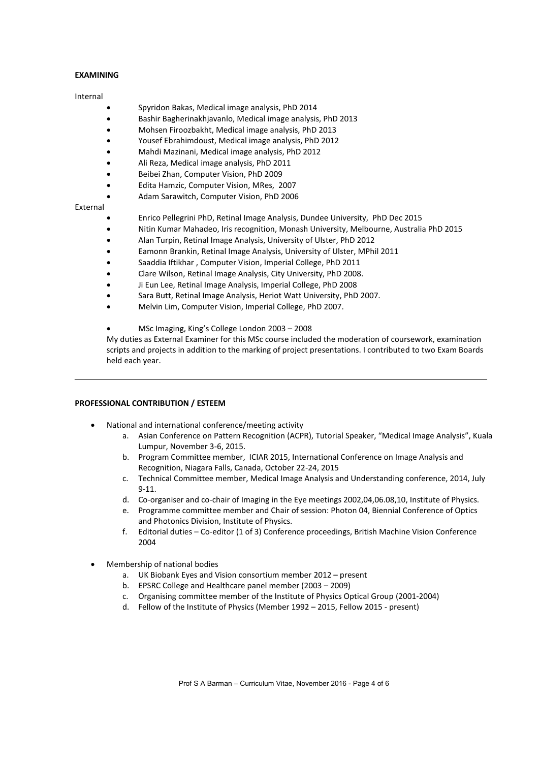**EXAMINING**

Internal

- Spyridon Bakas, Medical image analysis, PhD 2014
- Bashir Bagherinakhjavanlo, Medical image analysis, PhD 2013
- Mohsen Firoozbakht, Medical image analysis, PhD 2013
- Yousef Ebrahimdoust, Medical image analysis, PhD 2012
- Mahdi Mazinani, Medical image analysis, PhD 2012
- Ali Reza, Medical image analysis, PhD 2011
- Beibei Zhan, Computer Vision, PhD 2009
- Edita Hamzic, Computer Vision, MRes, 2007
- Adam Sarawitch, Computer Vision, PhD 2006

External

- Enrico Pellegrini PhD, Retinal Image Analysis, Dundee University, PhD Dec 2015
- Nitin Kumar Mahadeo, Iris recognition, Monash University, Melbourne, Australia PhD 2015
- Alan Turpin, Retinal Image Analysis, University of Ulster, PhD 2012
- Eamonn Brankin, Retinal Image Analysis, University of Ulster, MPhil 2011
- Saaddia Iftikhar , Computer Vision, Imperial College, PhD 2011
- Clare Wilson, Retinal Image Analysis, City University, PhD 2008.
- Ji Eun Lee, Retinal Image Analysis, Imperial College, PhD 2008
- Sara Butt, Retinal Image Analysis, Heriot Watt University, PhD 2007.
- Melvin Lim, Computer Vision, Imperial College, PhD 2007.

- MSc Imaging, King's College London 2003 – 2008

  My duties as External Examiner for this MSc course included the moderation of coursework, examination scripts and projects in addition to the marking of project presentations. I contributed to two Exam Boards held each year.

---

**PROFESSIONAL CONTRIBUTION / ESTEEM**

- National and international conference/meeting activity
  a. Asian Conference on Pattern Recognition (ACPR), Tutorial Speaker, "Medical Image Analysis", Kuala Lumpur, November 3-6, 2015.
  b. Program Committee member, ICIAR 2015, International Conference on Image Analysis and Recognition, Niagara Falls, Canada, October 22-24, 2015
  c. Technical Committee member, Medical Image Analysis and Understanding conference, 2014, July 9-11.
  d. Co-organiser and co-chair of Imaging in the Eye meetings 2002,04,06.08,10, Institute of Physics.
  e. Programme committee member and Chair of session: Photon 04, Biennial Conference of Optics and Photonics Division, Institute of Physics.
  f. Editorial duties – Co-editor (1 of 3) Conference proceedings, British Machine Vision Conference 2004

- Membership of national bodies
  a. UK Biobank Eyes and Vision consortium member 2012 – present
  b. EPSRC College and Healthcare panel member (2003 – 2009)
  c. Organising committee member of the Institute of Physics Optical Group (2001-2004)
  d. Fellow of the Institute of Physics (Member 1992 – 2015, Fellow 2015 - present)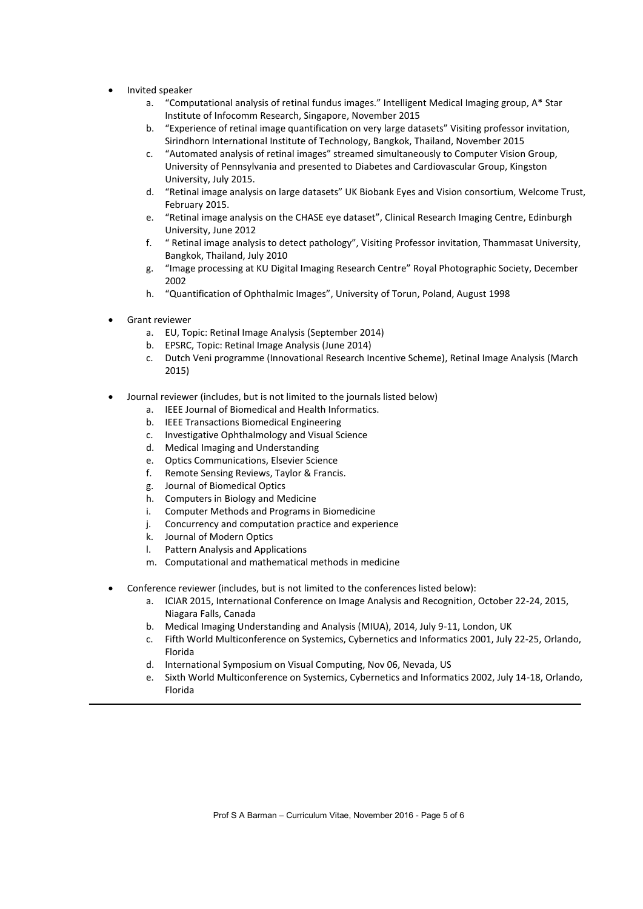- Invited speaker
  a. "Computational analysis of retinal fundus images." Intelligent Medical Imaging group, A* Star Institute of Infocomm Research, Singapore, November 2015
  b. "Experience of retinal image quantification on very large datasets" Visiting professor invitation, Sirindhorn International Institute of Technology, Bangkok, Thailand, November 2015
  c. "Automated analysis of retinal images" streamed simultaneously to Computer Vision Group, University of Pennsylvania and presented to Diabetes and Cardiovascular Group, Kingston University, July 2015.
  d. "Retinal image analysis on large datasets" UK Biobank Eyes and Vision consortium, Welcome Trust, February 2015.
  e. "Retinal image analysis on the CHASE eye dataset", Clinical Research Imaging Centre, Edinburgh University, June 2012
  f. " Retinal image analysis to detect pathology", Visiting Professor invitation, Thammasat University, Bangkok, Thailand, July 2010
  g. "Image processing at KU Digital Imaging Research Centre" Royal Photographic Society, December 2002
  h. "Quantification of Ophthalmic Images", University of Torun, Poland, August 1998

- Grant reviewer
  a. EU, Topic: Retinal Image Analysis (September 2014)
  b. EPSRC, Topic: Retinal Image Analysis (June 2014)
  c. Dutch Veni programme (Innovational Research Incentive Scheme), Retinal Image Analysis (March 2015)

- Journal reviewer (includes, but is not limited to the journals listed below)
  a. IEEE Journal of Biomedical and Health Informatics.
  b. IEEE Transactions Biomedical Engineering
  c. Investigative Ophthalmology and Visual Science
  d. Medical Imaging and Understanding
  e. Optics Communications, Elsevier Science
  f. Remote Sensing Reviews, Taylor & Francis.
  g. Journal of Biomedical Optics
  h. Computers in Biology and Medicine
  i. Computer Methods and Programs in Biomedicine
  j. Concurrency and computation practice and experience
  k. Journal of Modern Optics
  l. Pattern Analysis and Applications
  m. Computational and mathematical methods in medicine

- Conference reviewer (includes, but is not limited to the conferences listed below):
  a. ICIAR 2015, International Conference on Image Analysis and Recognition, October 22-24, 2015, Niagara Falls, Canada
  b. Medical Imaging Understanding and Analysis (MIUA), 2014, July 9-11, London, UK
  c. Fifth World Multiconference on Systemics, Cybernetics and Informatics 2001, July 22-25, Orlando, Florida
  d. International Symposium on Visual Computing, Nov 06, Nevada, US
  e. Sixth World Multiconference on Systemics, Cybernetics and Informatics 2002, July 14-18, Orlando, Florida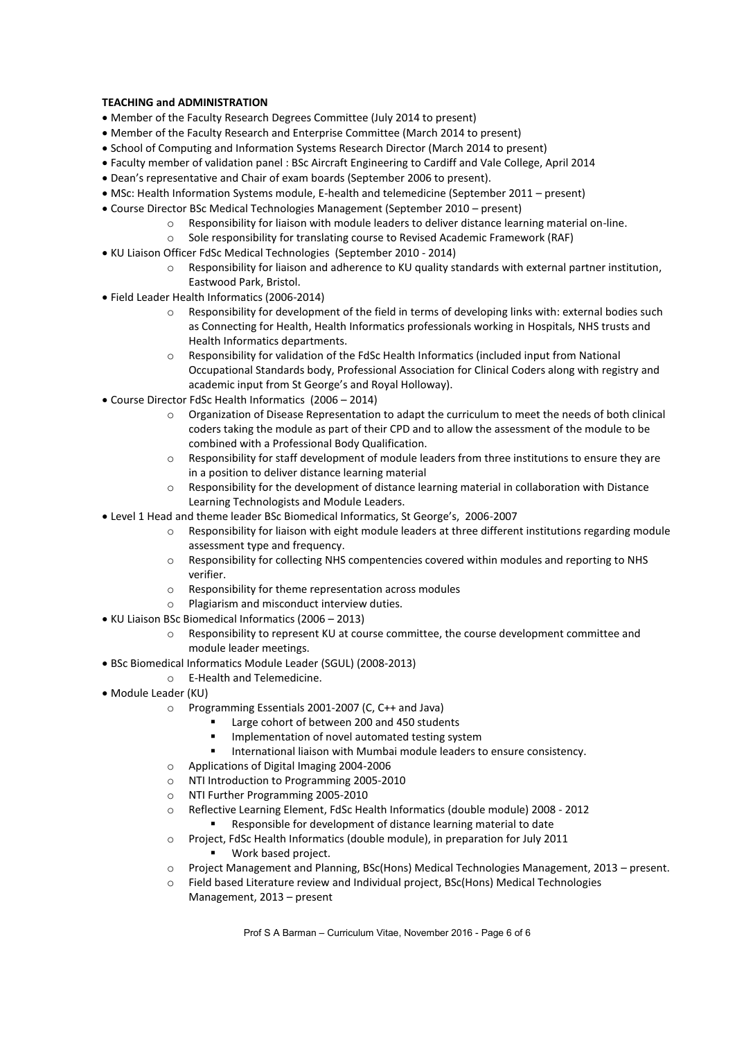**TEACHING and ADMINISTRATION**

- Member of the Faculty Research Degrees Committee (July 2014 to present)
- Member of the Faculty Research and Enterprise Committee (March 2014 to present)
- School of Computing and Information Systems Research Director (March 2014 to present)
- Faculty member of validation panel : BSc Aircraft Engineering to Cardiff and Vale College, April 2014
- Dean's representative and Chair of exam boards (September 2006 to present).
- MSc: Health Information Systems module, E-health and telemedicine (September 2011 – present)
- Course Director BSc Medical Technologies Management (September 2010 – present)
    - Responsibility for liaison with module leaders to deliver distance learning material on-line.
    - Sole responsibility for translating course to Revised Academic Framework (RAF)
- KU Liaison Officer FdSc Medical Technologies (September 2010 - 2014)
    - Responsibility for liaison and adherence to KU quality standards with external partner institution, Eastwood Park, Bristol.
- Field Leader Health Informatics (2006-2014)
    - Responsibility for development of the field in terms of developing links with: external bodies such as Connecting for Health, Health Informatics professionals working in Hospitals, NHS trusts and Health Informatics departments.
    - Responsibility for validation of the FdSc Health Informatics (included input from National Occupational Standards body, Professional Association for Clinical Coders along with registry and academic input from St George's and Royal Holloway).
- Course Director FdSc Health Informatics (2006 – 2014)
    - Organization of Disease Representation to adapt the curriculum to meet the needs of both clinical coders taking the module as part of their CPD and to allow the assessment of the module to be combined with a Professional Body Qualification.
    - Responsibility for staff development of module leaders from three institutions to ensure they are in a position to deliver distance learning material
    - Responsibility for the development of distance learning material in collaboration with Distance Learning Technologists and Module Leaders.
- Level 1 Head and theme leader BSc Biomedical Informatics, St George's, 2006-2007
    - Responsibility for liaison with eight module leaders at three different institutions regarding module assessment type and frequency.
    - Responsibility for collecting NHS compentencies covered within modules and reporting to NHS verifier.
    - Responsibility for theme representation across modules
    - Plagiarism and misconduct interview duties.
- KU Liaison BSc Biomedical Informatics (2006 – 2013)
    - Responsibility to represent KU at course committee, the course development committee and module leader meetings.
- BSc Biomedical Informatics Module Leader (SGUL) (2008-2013)
    - E-Health and Telemedicine.
- Module Leader (KU)
    - Programming Essentials 2001-2007 (C, C++ and Java)
        - Large cohort of between 200 and 450 students
        - Implementation of novel automated testing system
        - International liaison with Mumbai module leaders to ensure consistency.
    - Applications of Digital Imaging 2004-2006
    - NTI Introduction to Programming 2005-2010
    - NTI Further Programming 2005-2010
    - Reflective Learning Element, FdSc Health Informatics (double module) 2008 - 2012
        - Responsible for development of distance learning material to date
    - Project, FdSc Health Informatics (double module), in preparation for July 2011
        - Work based project.
    - Project Management and Planning, BSc(Hons) Medical Technologies Management, 2013 – present.
    - Field based Literature review and Individual project, BSc(Hons) Medical Technologies Management, 2013 – present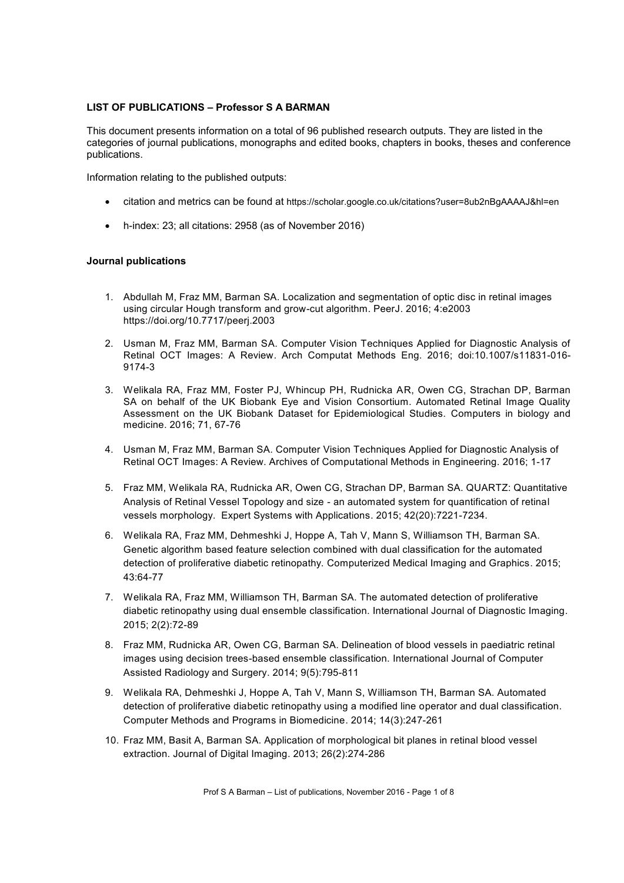**LIST OF PUBLICATIONS – Professor S A BARMAN**

This document presents information on a total of 96 published research outputs. They are listed in the categories of journal publications, monographs and edited books, chapters in books, theses and conference publications.

Information relating to the published outputs:

- citation and metrics can be found at https://scholar.google.co.uk/citations?user=8ub2nBgAAAAJ&hl=en
- h-index: 23; all citations: 2958 (as of November 2016)

**Journal publications**

1. Abdullah M, Fraz MM, Barman SA. Localization and segmentation of optic disc in retinal images using circular Hough transform and grow-cut algorithm. PeerJ. 2016; 4:e2003 https://doi.org/10.7717/peerj.2003
2. Usman M, Fraz MM, Barman SA. Computer Vision Techniques Applied for Diagnostic Analysis of Retinal OCT Images: A Review. Arch Computat Methods Eng. 2016; doi:10.1007/s11831-016-9174-3
3. Welikala RA, Fraz MM, Foster PJ, Whincup PH, Rudnicka AR, Owen CG, Strachan DP, Barman SA on behalf of the UK Biobank Eye and Vision Consortium. Automated Retinal Image Quality Assessment on the UK Biobank Dataset for Epidemiological Studies. Computers in biology and medicine. 2016; 71, 67-76
4. Usman M, Fraz MM, Barman SA. Computer Vision Techniques Applied for Diagnostic Analysis of Retinal OCT Images: A Review. Archives of Computational Methods in Engineering. 2016; 1-17
5. Fraz MM, Welikala RA, Rudnicka AR, Owen CG, Strachan DP, Barman SA. QUARTZ: Quantitative Analysis of Retinal Vessel Topology and size - an automated system for quantification of retinal vessels morphology. Expert Systems with Applications. 2015; 42(20):7221-7234.
6. Welikala RA, Fraz MM, Dehmeshki J, Hoppe A, Tah V, Mann S, Williamson TH, Barman SA. Genetic algorithm based feature selection combined with dual classification for the automated detection of proliferative diabetic retinopathy. Computerized Medical Imaging and Graphics. 2015; 43:64-77
7. Welikala RA, Fraz MM, Williamson TH, Barman SA. The automated detection of proliferative diabetic retinopathy using dual ensemble classification. International Journal of Diagnostic Imaging. 2015; 2(2):72-89
8. Fraz MM, Rudnicka AR, Owen CG, Barman SA. Delineation of blood vessels in paediatric retinal images using decision trees-based ensemble classification. International Journal of Computer Assisted Radiology and Surgery. 2014; 9(5):795-811
9. Welikala RA, Dehmeshki J, Hoppe A, Tah V, Mann S, Williamson TH, Barman SA. Automated detection of proliferative diabetic retinopathy using a modified line operator and dual classification. Computer Methods and Programs in Biomedicine. 2014; 14(3):247-261
10. Fraz MM, Basit A, Barman SA. Application of morphological bit planes in retinal blood vessel extraction. Journal of Digital Imaging. 2013; 26(2):274-286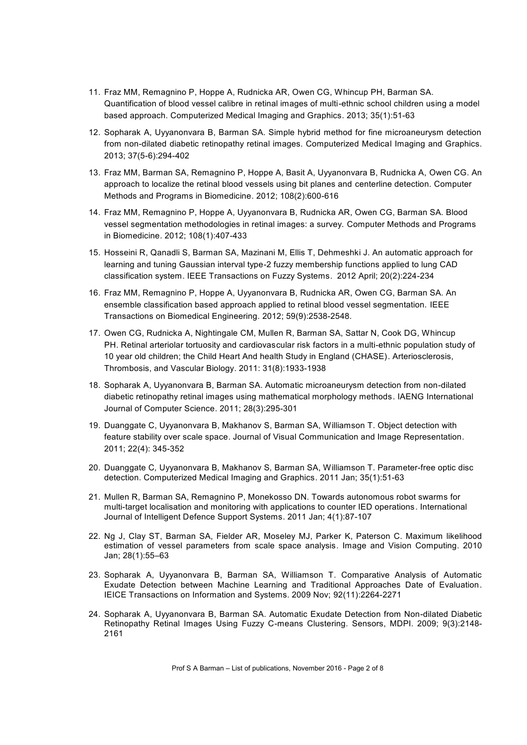11. Fraz MM, Remagnino P, Hoppe A, Rudnicka AR, Owen CG, Whincup PH, Barman SA. Quantification of blood vessel calibre in retinal images of multi-ethnic school children using a model based approach. Computerized Medical Imaging and Graphics. 2013; 35(1):51-63

12. Sopharak A, Uyyanonvara B, Barman SA. Simple hybrid method for fine microaneurysm detection from non-dilated diabetic retinopathy retinal images. Computerized Medical Imaging and Graphics. 2013; 37(5-6):294-402

13. Fraz MM, Barman SA, Remagnino P, Hoppe A, Basit A, Uyyanonvara B, Rudnicka A, Owen CG. An approach to localize the retinal blood vessels using bit planes and centerline detection. Computer Methods and Programs in Biomedicine. 2012; 108(2):600-616

14. Fraz MM, Remagnino P, Hoppe A, Uyyanonvara B, Rudnicka AR, Owen CG, Barman SA. Blood vessel segmentation methodologies in retinal images: a survey. Computer Methods and Programs in Biomedicine. 2012; 108(1):407-433

15. Hosseini R, Qanadli S, Barman SA, Mazinani M, Ellis T, Dehmeshki J. An automatic approach for learning and tuning Gaussian interval type-2 fuzzy membership functions applied to lung CAD classification system. IEEE Transactions on Fuzzy Systems. 2012 April; 20(2):224-234

16. Fraz MM, Remagnino P, Hoppe A, Uyyanonvara B, Rudnicka AR, Owen CG, Barman SA. An ensemble classification based approach applied to retinal blood vessel segmentation. IEEE Transactions on Biomedical Engineering. 2012; 59(9):2538-2548.

17. Owen CG, Rudnicka A, Nightingale CM, Mullen R, Barman SA, Sattar N, Cook DG, Whincup PH. Retinal arteriolar tortuosity and cardiovascular risk factors in a multi-ethnic population study of 10 year old children; the Child Heart And health Study in England (CHASE). Arteriosclerosis, Thrombosis, and Vascular Biology. 2011: 31(8):1933-1938

18. Sopharak A, Uyyanonvara B, Barman SA. Automatic microaneurysm detection from non-dilated diabetic retinopathy retinal images using mathematical morphology methods. IAENG International Journal of Computer Science. 2011; 28(3):295-301

19. Duanggate C, Uyyanonvara B, Makhanov S, Barman SA, Williamson T. Object detection with feature stability over scale space. Journal of Visual Communication and Image Representation. 2011; 22(4): 345-352

20. Duanggate C, Uyyanonvara B, Makhanov S, Barman SA, Williamson T. Parameter-free optic disc detection. Computerized Medical Imaging and Graphics. 2011 Jan; 35(1):51-63

21. Mullen R, Barman SA, Remagnino P, Monekosso DN. Towards autonomous robot swarms for multi-target localisation and monitoring with applications to counter IED operations. International Journal of Intelligent Defence Support Systems. 2011 Jan; 4(1):87-107

22. Ng J, Clay ST, Barman SA, Fielder AR, Moseley MJ, Parker K, Paterson C. Maximum likelihood estimation of vessel parameters from scale space analysis. Image and Vision Computing. 2010 Jan; 28(1):55–63

23. Sopharak A, Uyyanonvara B, Barman SA, Williamson T. Comparative Analysis of Automatic Exudate Detection between Machine Learning and Traditional Approaches Date of Evaluation. IEICE Transactions on Information and Systems. 2009 Nov; 92(11):2264-2271

24. Sopharak A, Uyyanonvara B, Barman SA. Automatic Exudate Detection from Non-dilated Diabetic Retinopathy Retinal Images Using Fuzzy C-means Clustering. Sensors, MDPI. 2009; 9(3):2148-2161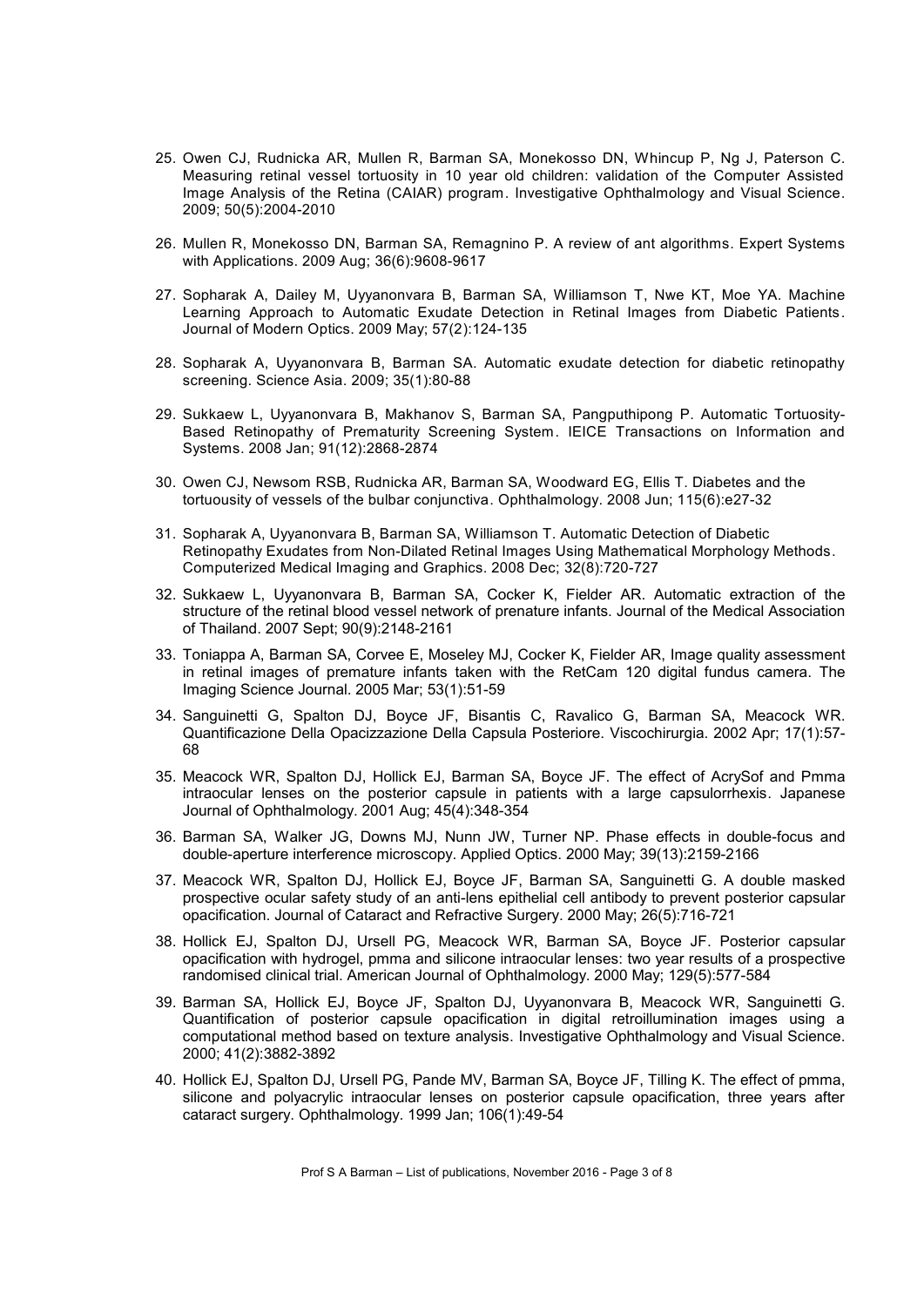25. Owen CJ, Rudnicka AR, Mullen R, Barman SA, Monekosso DN, Whincup P, Ng J, Paterson C. Measuring retinal vessel tortuosity in 10 year old children: validation of the Computer Assisted Image Analysis of the Retina (CAIAR) program. Investigative Ophthalmology and Visual Science. 2009; 50(5):2004-2010

26. Mullen R, Monekosso DN, Barman SA, Remagnino P. A review of ant algorithms. Expert Systems with Applications. 2009 Aug; 36(6):9608-9617

27. Sopharak A, Dailey M, Uyyanonvara B, Barman SA, Williamson T, Nwe KT, Moe YA. Machine Learning Approach to Automatic Exudate Detection in Retinal Images from Diabetic Patients. Journal of Modern Optics. 2009 May; 57(2):124-135

28. Sopharak A, Uyyanonvara B, Barman SA. Automatic exudate detection for diabetic retinopathy screening. Science Asia. 2009; 35(1):80-88

29. Sukkaew L, Uyyanonvara B, Makhanov S, Barman SA, Pangputhipong P. Automatic Tortuosity-Based Retinopathy of Prematurity Screening System. IEICE Transactions on Information and Systems. 2008 Jan; 91(12):2868-2874

30. Owen CJ, Newsom RSB, Rudnicka AR, Barman SA, Woodward EG, Ellis T. Diabetes and the tortuousity of vessels of the bulbar conjunctiva. Ophthalmology. 2008 Jun; 115(6):e27-32

31. Sopharak A, Uyyanonvara B, Barman SA, Williamson T. Automatic Detection of Diabetic Retinopathy Exudates from Non-Dilated Retinal Images Using Mathematical Morphology Methods. Computerized Medical Imaging and Graphics. 2008 Dec; 32(8):720-727

32. Sukkaew L, Uyyanonvara B, Barman SA, Cocker K, Fielder AR. Automatic extraction of the structure of the retinal blood vessel network of prenature infants. Journal of the Medical Association of Thailand. 2007 Sept; 90(9):2148-2161

33. Toniappa A, Barman SA, Corvee E, Moseley MJ, Cocker K, Fielder AR, Image quality assessment in retinal images of premature infants taken with the RetCam 120 digital fundus camera. The Imaging Science Journal. 2005 Mar; 53(1):51-59

34. Sanguinetti G, Spalton DJ, Boyce JF, Bisantis C, Ravalico G, Barman SA, Meacock WR. Quantificazione Della Opacizzazione Della Capsula Posteriore. Viscochirurgia. 2002 Apr; 17(1):57-68

35. Meacock WR, Spalton DJ, Hollick EJ, Barman SA, Boyce JF. The effect of AcrySof and Pmma intraocular lenses on the posterior capsule in patients with a large capsulorrhexis. Japanese Journal of Ophthalmology. 2001 Aug; 45(4):348-354

36. Barman SA, Walker JG, Downs MJ, Nunn JW, Turner NP. Phase effects in double-focus and double-aperture interference microscopy. Applied Optics. 2000 May; 39(13):2159-2166

37. Meacock WR, Spalton DJ, Hollick EJ, Boyce JF, Barman SA, Sanguinetti G. A double masked prospective ocular safety study of an anti-lens epithelial cell antibody to prevent posterior capsular opacification. Journal of Cataract and Refractive Surgery. 2000 May; 26(5):716-721

38. Hollick EJ, Spalton DJ, Ursell PG, Meacock WR, Barman SA, Boyce JF. Posterior capsular opacification with hydrogel, pmma and silicone intraocular lenses: two year results of a prospective randomised clinical trial. American Journal of Ophthalmology. 2000 May; 129(5):577-584

39. Barman SA, Hollick EJ, Boyce JF, Spalton DJ, Uyyanonvara B, Meacock WR, Sanguinetti G. Quantification of posterior capsule opacification in digital retroillumination images using a computational method based on texture analysis. Investigative Ophthalmology and Visual Science. 2000; 41(2):3882-3892

40. Hollick EJ, Spalton DJ, Ursell PG, Pande MV, Barman SA, Boyce JF, Tilling K. The effect of pmma, silicone and polyacrylic intraocular lenses on posterior capsule opacification, three years after cataract surgery. Ophthalmology. 1999 Jan; 106(1):49-54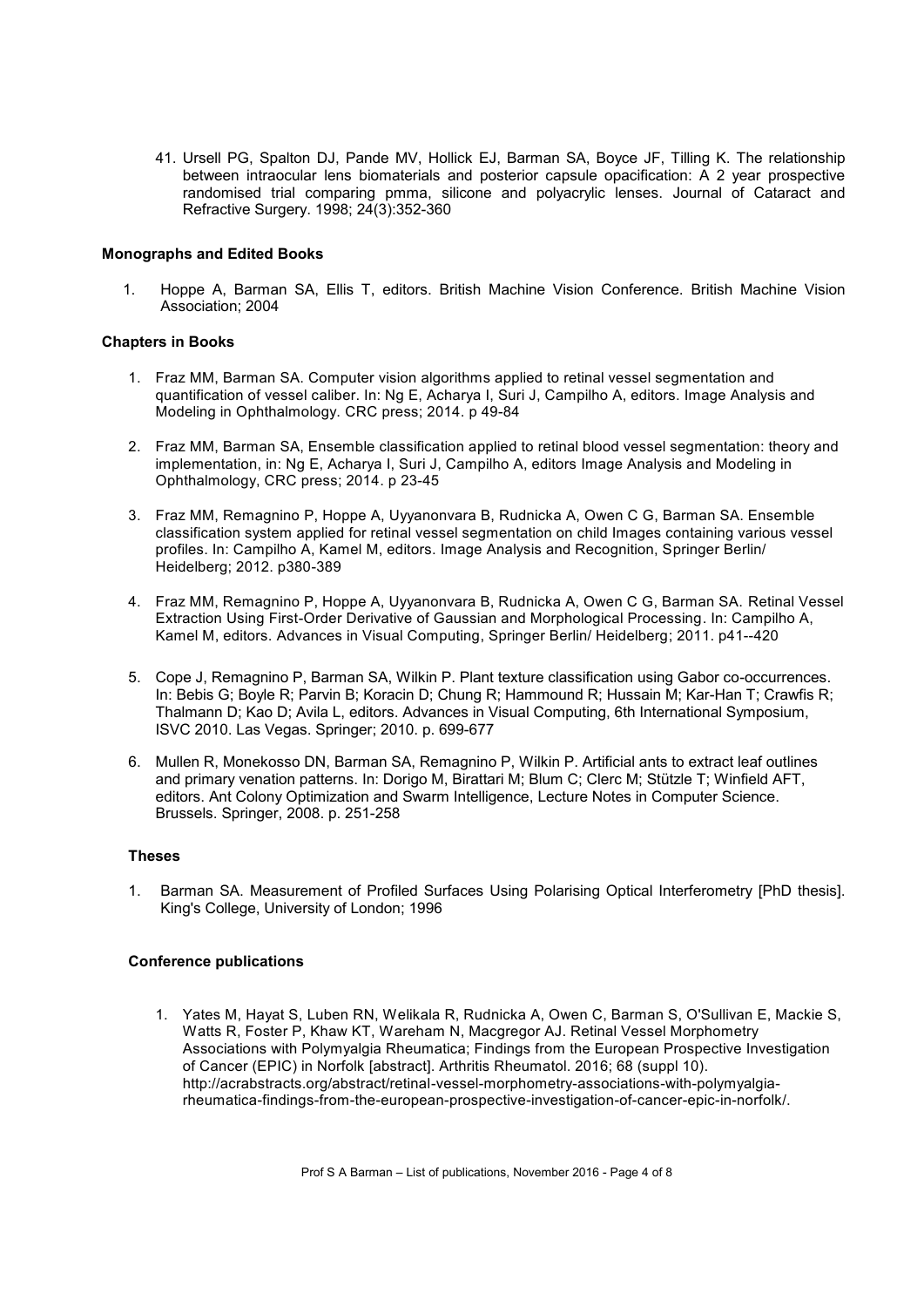41. Ursell PG, Spalton DJ, Pande MV, Hollick EJ, Barman SA, Boyce JF, Tilling K. The relationship between intraocular lens biomaterials and posterior capsule opacification: A 2 year prospective randomised trial comparing pmma, silicone and polyacrylic lenses. Journal of Cataract and Refractive Surgery. 1998; 24(3):352-360

**Monographs and Edited Books**

1. Hoppe A, Barman SA, Ellis T, editors. British Machine Vision Conference. British Machine Vision Association; 2004

**Chapters in Books**

1. Fraz MM, Barman SA. Computer vision algorithms applied to retinal vessel segmentation and quantification of vessel caliber. In: Ng E, Acharya I, Suri J, Campilho A, editors. Image Analysis and Modeling in Ophthalmology. CRC press; 2014. p 49-84

2. Fraz MM, Barman SA, Ensemble classification applied to retinal blood vessel segmentation: theory and implementation, in: Ng E, Acharya I, Suri J, Campilho A, editors Image Analysis and Modeling in Ophthalmology, CRC press; 2014. p 23-45

3. Fraz MM, Remagnino P, Hoppe A, Uyyanonvara B, Rudnicka A, Owen C G, Barman SA. Ensemble classification system applied for retinal vessel segmentation on child Images containing various vessel profiles. In: Campilho A, Kamel M, editors. Image Analysis and Recognition, Springer Berlin/ Heidelberg; 2012. p380-389

4. Fraz MM, Remagnino P, Hoppe A, Uyyanonvara B, Rudnicka A, Owen C G, Barman SA. Retinal Vessel Extraction Using First-Order Derivative of Gaussian and Morphological Processing. In: Campilho A, Kamel M, editors. Advances in Visual Computing, Springer Berlin/ Heidelberg; 2011. p41--420

5. Cope J, Remagnino P, Barman SA, Wilkin P. Plant texture classification using Gabor co-occurrences. In: Bebis G; Boyle R; Parvin B; Koracin D; Chung R; Hammound R; Hussain M; Kar-Han T; Crawfis R; Thalmann D; Kao D; Avila L, editors. Advances in Visual Computing, 6th International Symposium, ISVC 2010. Las Vegas. Springer; 2010. p. 699-677

6. Mullen R, Monekosso DN, Barman SA, Remagnino P, Wilkin P. Artificial ants to extract leaf outlines and primary venation patterns. In: Dorigo M, Birattari M; Blum C; Clerc M; Stützle T; Winfield AFT, editors. Ant Colony Optimization and Swarm Intelligence, Lecture Notes in Computer Science. Brussels. Springer, 2008. p. 251-258

**Theses**

1. Barman SA. Measurement of Profiled Surfaces Using Polarising Optical Interferometry [PhD thesis]. King's College, University of London; 1996

**Conference publications**

1. Yates M, Hayat S, Luben RN, Welikala R, Rudnicka A, Owen C, Barman S, O'Sullivan E, Mackie S, Watts R, Foster P, Khaw KT, Wareham N, Macgregor AJ. Retinal Vessel Morphometry Associations with Polymyalgia Rheumatica; Findings from the European Prospective Investigation of Cancer (EPIC) in Norfolk [abstract]. Arthritis Rheumatol. 2016; 68 (suppl 10). http://acrabstracts.org/abstract/retinal-vessel-morphometry-associations-with-polymyalgia-rheumatica-findings-from-the-european-prospective-investigation-of-cancer-epic-in-norfolk/.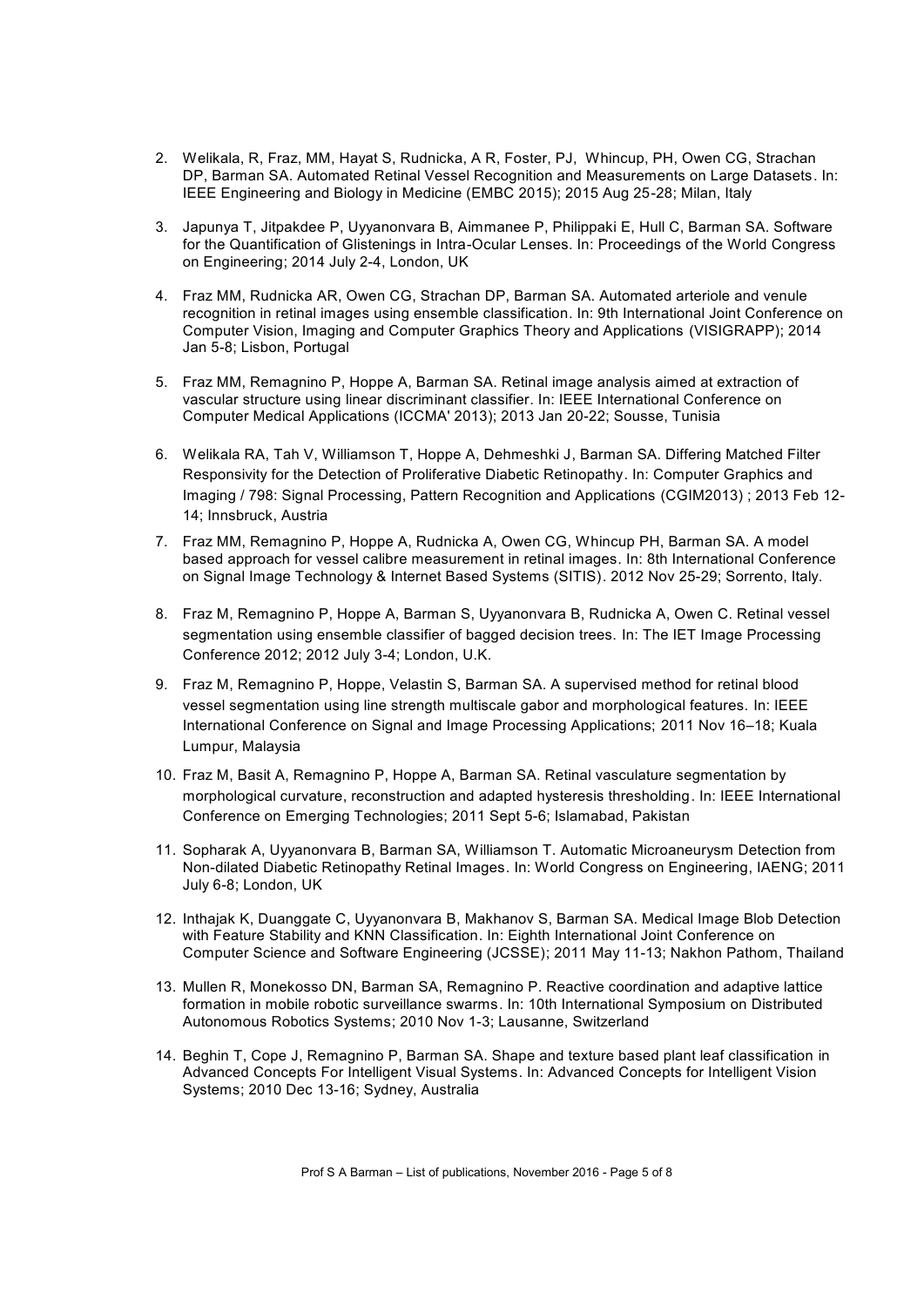2. Welikala, R, Fraz, MM, Hayat S, Rudnicka, A R, Foster, PJ, Whincup, PH, Owen CG, Strachan DP, Barman SA. Automated Retinal Vessel Recognition and Measurements on Large Datasets. In: IEEE Engineering and Biology in Medicine (EMBC 2015); 2015 Aug 25-28; Milan, Italy

3. Japunya T, Jitpakdee P, Uyyanonvara B, Aimmanee P, Philippaki E, Hull C, Barman SA. Software for the Quantification of Glistenings in Intra-Ocular Lenses. In: Proceedings of the World Congress on Engineering; 2014 July 2-4, London, UK

4. Fraz MM, Rudnicka AR, Owen CG, Strachan DP, Barman SA. Automated arteriole and venule recognition in retinal images using ensemble classification. In: 9th International Joint Conference on Computer Vision, Imaging and Computer Graphics Theory and Applications (VISIGRAPP); 2014 Jan 5-8; Lisbon, Portugal

5. Fraz MM, Remagnino P, Hoppe A, Barman SA. Retinal image analysis aimed at extraction of vascular structure using linear discriminant classifier. In: IEEE International Conference on Computer Medical Applications (ICCMA' 2013); 2013 Jan 20-22; Sousse, Tunisia

6. Welikala RA, Tah V, Williamson T, Hoppe A, Dehmeshki J, Barman SA. Differing Matched Filter Responsivity for the Detection of Proliferative Diabetic Retinopathy. In: Computer Graphics and Imaging / 798: Signal Processing, Pattern Recognition and Applications (CGIM2013) ; 2013 Feb 12-14; Innsbruck, Austria

7. Fraz MM, Remagnino P, Hoppe A, Rudnicka A, Owen CG, Whincup PH, Barman SA. A model based approach for vessel calibre measurement in retinal images. In: 8th International Conference on Signal Image Technology & Internet Based Systems (SITIS). 2012 Nov 25-29; Sorrento, Italy.

8. Fraz M, Remagnino P, Hoppe A, Barman S, Uyyanonvara B, Rudnicka A, Owen C. Retinal vessel segmentation using ensemble classifier of bagged decision trees. In: The IET Image Processing Conference 2012; 2012 July 3-4; London, U.K.

9. Fraz M, Remagnino P, Hoppe, Velastin S, Barman SA. A supervised method for retinal blood vessel segmentation using line strength multiscale gabor and morphological features. In: IEEE International Conference on Signal and Image Processing Applications; 2011 Nov 16–18; Kuala Lumpur, Malaysia

10. Fraz M, Basit A, Remagnino P, Hoppe A, Barman SA. Retinal vasculature segmentation by morphological curvature, reconstruction and adapted hysteresis thresholding. In: IEEE International Conference on Emerging Technologies; 2011 Sept 5-6; Islamabad, Pakistan

11. Sopharak A, Uyyanonvara B, Barman SA, Williamson T. Automatic Microaneurysm Detection from Non-dilated Diabetic Retinopathy Retinal Images. In: World Congress on Engineering, IAENG; 2011 July 6-8; London, UK

12. Inthajak K, Duanggate C, Uyyanonvara B, Makhanov S, Barman SA. Medical Image Blob Detection with Feature Stability and KNN Classification. In: Eighth International Joint Conference on Computer Science and Software Engineering (JCSSE); 2011 May 11-13; Nakhon Pathom, Thailand

13. Mullen R, Monekosso DN, Barman SA, Remagnino P. Reactive coordination and adaptive lattice formation in mobile robotic surveillance swarms. In: 10th International Symposium on Distributed Autonomous Robotics Systems; 2010 Nov 1-3; Lausanne, Switzerland

14. Beghin T, Cope J, Remagnino P, Barman SA. Shape and texture based plant leaf classification in Advanced Concepts For Intelligent Visual Systems. In: Advanced Concepts for Intelligent Vision Systems; 2010 Dec 13-16; Sydney, Australia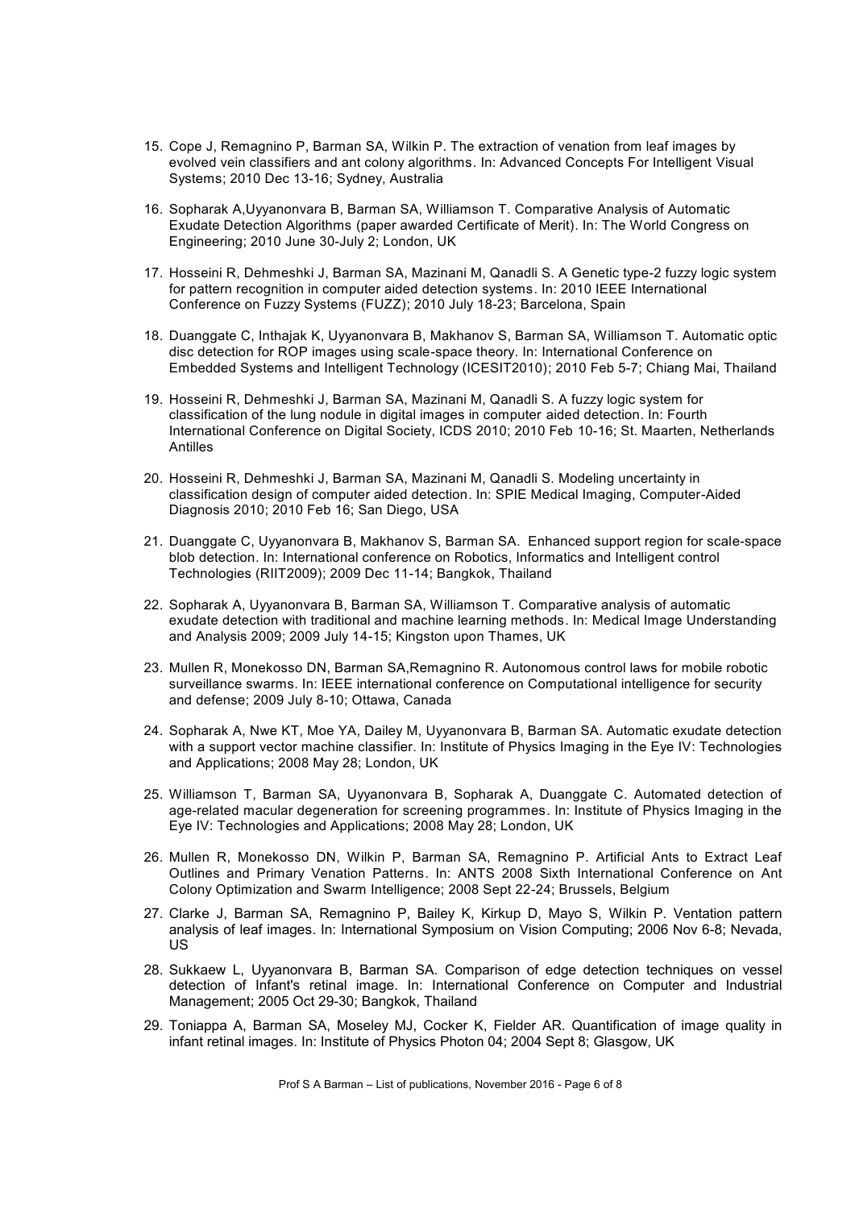15. Cope J, Remagnino P, Barman SA, Wilkin P. The extraction of venation from leaf images by evolved vein classifiers and ant colony algorithms. In: Advanced Concepts For Intelligent Visual Systems; 2010 Dec 13-16; Sydney, Australia

16. Sopharak A,Uyyanonvara B, Barman SA, Williamson T. Comparative Analysis of Automatic Exudate Detection Algorithms (paper awarded Certificate of Merit). In: The World Congress on Engineering; 2010 June 30-July 2; London, UK

17. Hosseini R, Dehmeshki J, Barman SA, Mazinani M, Qanadli S. A Genetic type-2 fuzzy logic system for pattern recognition in computer aided detection systems. In: 2010 IEEE International Conference on Fuzzy Systems (FUZZ); 2010 July 18-23; Barcelona, Spain

18. Duanggate C, Inthajak K, Uyyanonvara B, Makhanov S, Barman SA, Williamson T. Automatic optic disc detection for ROP images using scale-space theory. In: International Conference on Embedded Systems and Intelligent Technology (ICESIT2010); 2010 Feb 5-7; Chiang Mai, Thailand

19. Hosseini R, Dehmeshki J, Barman SA, Mazinani M, Qanadli S. A fuzzy logic system for classification of the lung nodule in digital images in computer aided detection. In: Fourth International Conference on Digital Society, ICDS 2010; 2010 Feb 10-16; St. Maarten, Netherlands Antilles

20. Hosseini R, Dehmeshki J, Barman SA, Mazinani M, Qanadli S. Modeling uncertainty in classification design of computer aided detection. In: SPIE Medical Imaging, Computer-Aided Diagnosis 2010; 2010 Feb 16; San Diego, USA

21. Duanggate C, Uyyanonvara B, Makhanov S, Barman SA. Enhanced support region for scale-space blob detection. In: International conference on Robotics, Informatics and Intelligent control Technologies (RIIT2009); 2009 Dec 11-14; Bangkok, Thailand

22. Sopharak A, Uyyanonvara B, Barman SA, Williamson T. Comparative analysis of automatic exudate detection with traditional and machine learning methods. In: Medical Image Understanding and Analysis 2009; 2009 July 14-15; Kingston upon Thames, UK

23. Mullen R, Monekosso DN, Barman SA,Remagnino R. Autonomous control laws for mobile robotic surveillance swarms. In: IEEE international conference on Computational intelligence for security and defense; 2009 July 8-10; Ottawa, Canada

24. Sopharak A, Nwe KT, Moe YA, Dailey M, Uyyanonvara B, Barman SA. Automatic exudate detection with a support vector machine classifier. In: Institute of Physics Imaging in the Eye IV: Technologies and Applications; 2008 May 28; London, UK

25. Williamson T, Barman SA, Uyyanonvara B, Sopharak A, Duanggate C. Automated detection of age-related macular degeneration for screening programmes. In: Institute of Physics Imaging in the Eye IV: Technologies and Applications; 2008 May 28; London, UK

26. Mullen R, Monekosso DN, Wilkin P, Barman SA, Remagnino P. Artificial Ants to Extract Leaf Outlines and Primary Venation Patterns. In: ANTS 2008 Sixth International Conference on Ant Colony Optimization and Swarm Intelligence; 2008 Sept 22-24; Brussels, Belgium

27. Clarke J, Barman SA, Remagnino P, Bailey K, Kirkup D, Mayo S, Wilkin P. Ventation pattern analysis of leaf images. In: International Symposium on Vision Computing; 2006 Nov 6-8; Nevada, US

28. Sukkaew L, Uyyanonvara B, Barman SA. Comparison of edge detection techniques on vessel detection of Infant's retinal image. In: International Conference on Computer and Industrial Management; 2005 Oct 29-30; Bangkok, Thailand

29. Toniappa A, Barman SA, Moseley MJ, Cocker K, Fielder AR. Quantification of image quality in infant retinal images. In: Institute of Physics Photon 04; 2004 Sept 8; Glasgow, UK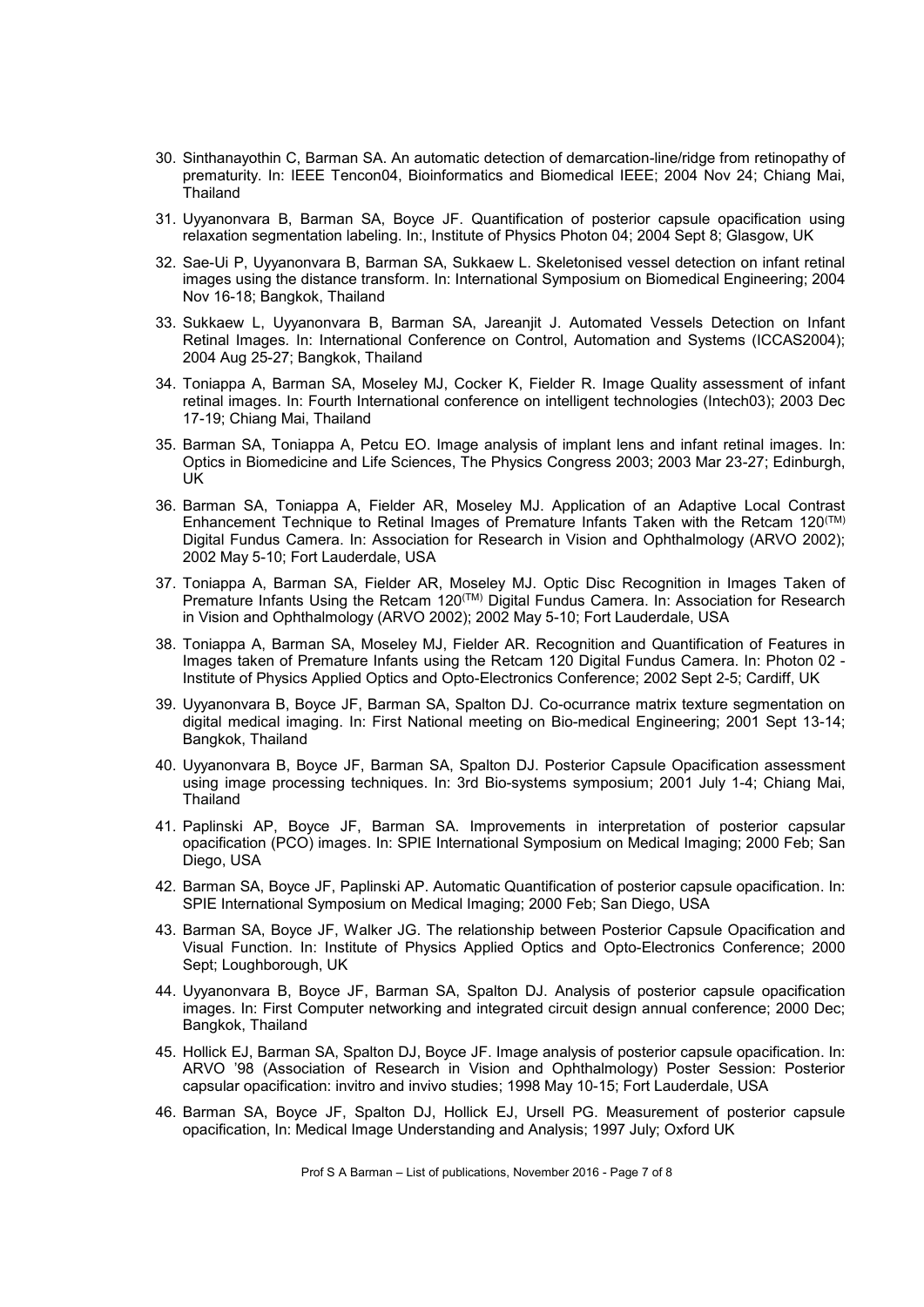30. Sinthanayothin C, Barman SA. An automatic detection of demarcation-line/ridge from retinopathy of prematurity. In: IEEE Tencon04, Bioinformatics and Biomedical IEEE; 2004 Nov 24; Chiang Mai, Thailand

31. Uyyanonvara B, Barman SA, Boyce JF. Quantification of posterior capsule opacification using relaxation segmentation labeling. In:, Institute of Physics Photon 04; 2004 Sept 8; Glasgow, UK

32. Sae-Ui P, Uyyanonvara B, Barman SA, Sukkaew L. Skeletonised vessel detection on infant retinal images using the distance transform. In: International Symposium on Biomedical Engineering; 2004 Nov 16-18; Bangkok, Thailand

33. Sukkaew L, Uyyanonvara B, Barman SA, Jareanjit J. Automated Vessels Detection on Infant Retinal Images. In: International Conference on Control, Automation and Systems (ICCAS2004); 2004 Aug 25-27; Bangkok, Thailand

34. Toniappa A, Barman SA, Moseley MJ, Cocker K, Fielder R. Image Quality assessment of infant retinal images. In: Fourth International conference on intelligent technologies (Intech03); 2003 Dec 17-19; Chiang Mai, Thailand

35. Barman SA, Toniappa A, Petcu EO. Image analysis of implant lens and infant retinal images. In: Optics in Biomedicine and Life Sciences, The Physics Congress 2003; 2003 Mar 23-27; Edinburgh, UK

36. Barman SA, Toniappa A, Fielder AR, Moseley MJ. Application of an Adaptive Local Contrast Enhancement Technique to Retinal Images of Premature Infants Taken with the Retcam 120(TM) Digital Fundus Camera. In: Association for Research in Vision and Ophthalmology (ARVO 2002); 2002 May 5-10; Fort Lauderdale, USA

37. Toniappa A, Barman SA, Fielder AR, Moseley MJ. Optic Disc Recognition in Images Taken of Premature Infants Using the Retcam 120(TM) Digital Fundus Camera. In: Association for Research in Vision and Ophthalmology (ARVO 2002); 2002 May 5-10; Fort Lauderdale, USA

38. Toniappa A, Barman SA, Moseley MJ, Fielder AR. Recognition and Quantification of Features in Images taken of Premature Infants using the Retcam 120 Digital Fundus Camera. In: Photon 02 - Institute of Physics Applied Optics and Opto-Electronics Conference; 2002 Sept 2-5; Cardiff, UK

39. Uyyanonvara B, Boyce JF, Barman SA, Spalton DJ. Co-ocurrance matrix texture segmentation on digital medical imaging. In: First National meeting on Bio-medical Engineering; 2001 Sept 13-14; Bangkok, Thailand

40. Uyyanonvara B, Boyce JF, Barman SA, Spalton DJ. Posterior Capsule Opacification assessment using image processing techniques. In: 3rd Bio-systems symposium; 2001 July 1-4; Chiang Mai, Thailand

41. Paplinski AP, Boyce JF, Barman SA. Improvements in interpretation of posterior capsular opacification (PCO) images. In: SPIE International Symposium on Medical Imaging; 2000 Feb; San Diego, USA

42. Barman SA, Boyce JF, Paplinski AP. Automatic Quantification of posterior capsule opacification. In: SPIE International Symposium on Medical Imaging; 2000 Feb; San Diego, USA

43. Barman SA, Boyce JF, Walker JG. The relationship between Posterior Capsule Opacification and Visual Function. In: Institute of Physics Applied Optics and Opto-Electronics Conference; 2000 Sept; Loughborough, UK

44. Uyyanonvara B, Boyce JF, Barman SA, Spalton DJ. Analysis of posterior capsule opacification images. In: First Computer networking and integrated circuit design annual conference; 2000 Dec; Bangkok, Thailand

45. Hollick EJ, Barman SA, Spalton DJ, Boyce JF. Image analysis of posterior capsule opacification. In: ARVO '98 (Association of Research in Vision and Ophthalmology) Poster Session: Posterior capsular opacification: invitro and invivo studies; 1998 May 10-15; Fort Lauderdale, USA

46. Barman SA, Boyce JF, Spalton DJ, Hollick EJ, Ursell PG. Measurement of posterior capsule opacification, In: Medical Image Understanding and Analysis; 1997 July; Oxford UK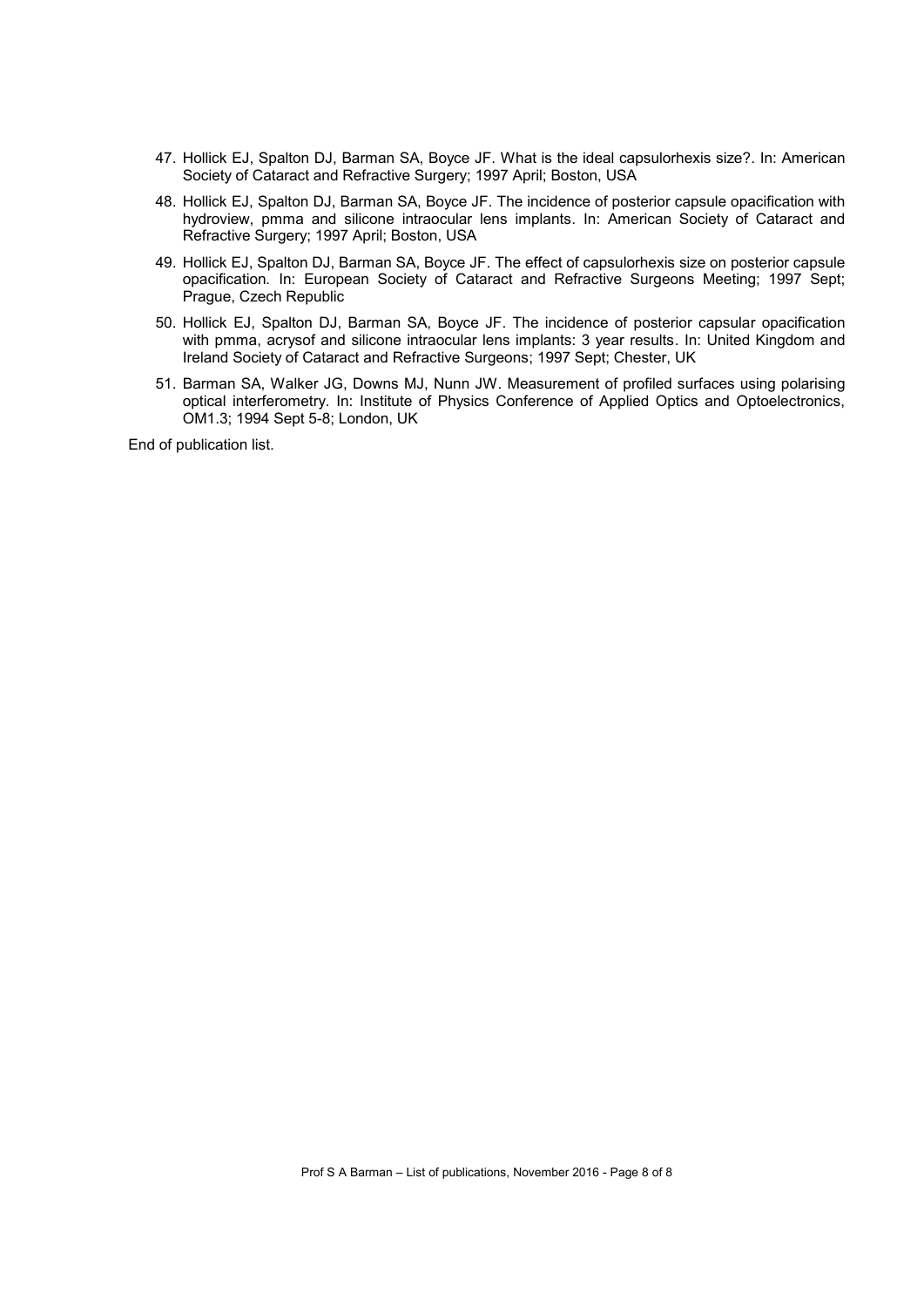47. Hollick EJ, Spalton DJ, Barman SA, Boyce JF. What is the ideal capsulorhexis size?. In: American Society of Cataract and Refractive Surgery; 1997 April; Boston, USA
48. Hollick EJ, Spalton DJ, Barman SA, Boyce JF. The incidence of posterior capsule opacification with hydroview, pmma and silicone intraocular lens implants. In: American Society of Cataract and Refractive Surgery; 1997 April; Boston, USA
49. Hollick EJ, Spalton DJ, Barman SA, Boyce JF. The effect of capsulorhexis size on posterior capsule opacification. In: European Society of Cataract and Refractive Surgeons Meeting; 1997 Sept; Prague, Czech Republic
50. Hollick EJ, Spalton DJ, Barman SA, Boyce JF. The incidence of posterior capsular opacification with pmma, acrysof and silicone intraocular lens implants: 3 year results. In: United Kingdom and Ireland Society of Cataract and Refractive Surgeons; 1997 Sept; Chester, UK
51. Barman SA, Walker JG, Downs MJ, Nunn JW. Measurement of profiled surfaces using polarising optical interferometry. In: Institute of Physics Conference of Applied Optics and Optoelectronics, OM1.3; 1994 Sept 5-8; London, UK

End of publication list.